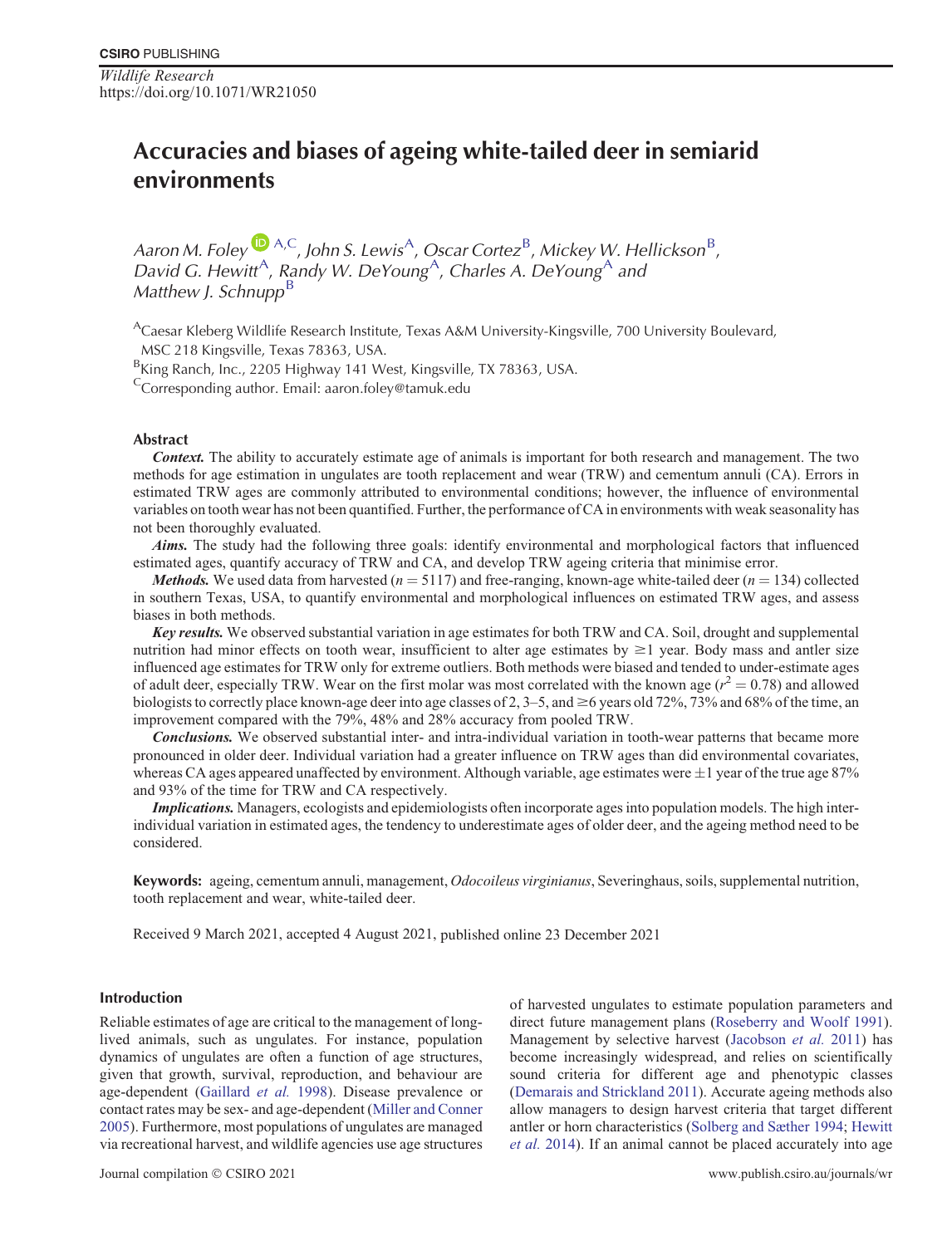CSIRO PUBLISHING

*Wildlife Research*
https://doi.org/10.1071/WR21050

# Accuracies and biases of ageing white-tailed deer in semiarid environments

*Aaron M. Foley*[A,C], *John S. Lewis*[A], *Oscar Cortez*[B], *Mickey W. Hellickson*[B], *David G. Hewitt*[A], *Randy W. DeYoung*[A], *Charles A. DeYoung*[A] and *Matthew J. Schnupp*[B]

[A]Caesar Kleberg Wildlife Research Institute, Texas A&M University-Kingsville, 700 University Boulevard, MSC 218 Kingsville, Texas 78363, USA.

[B]King Ranch, Inc., 2205 Highway 141 West, Kingsville, TX 78363, USA.

[C]Corresponding author. Email: aaron.foley@tamuk.edu

## Abstract

***Context.*** The ability to accurately estimate age of animals is important for both research and management. The two methods for age estimation in ungulates are tooth replacement and wear (TRW) and cementum annuli (CA). Errors in estimated TRW ages are commonly attributed to environmental conditions; however, the influence of environmental variables on tooth wear has not been quantified. Further, the performance of CA in environments with weak seasonality has not been thoroughly evaluated.

***Aims.*** The study had the following three goals: identify environmental and morphological factors that influenced estimated ages, quantify accuracy of TRW and CA, and develop TRW ageing criteria that minimise error.

***Methods.*** We used data from harvested ($n = 5117$) and free-ranging, known-age white-tailed deer ($n = 134$) collected in southern Texas, USA, to quantify environmental and morphological influences on estimated TRW ages, and assess biases in both methods.

***Key results.*** We observed substantial variation in age estimates for both TRW and CA. Soil, drought and supplemental nutrition had minor effects on tooth wear, insufficient to alter age estimates by ≥1 year. Body mass and antler size influenced age estimates for TRW only for extreme outliers. Both methods were biased and tended to under-estimate ages of adult deer, especially TRW. Wear on the first molar was most correlated with the known age ($r^2 = 0.78$) and allowed biologists to correctly place known-age deer into age classes of 2, 3–5, and ≥6 years old 72%, 73% and 68% of the time, an improvement compared with the 79%, 48% and 28% accuracy from pooled TRW.

***Conclusions.*** We observed substantial inter- and intra-individual variation in tooth-wear patterns that became more pronounced in older deer. Individual variation had a greater influence on TRW ages than did environmental covariates, whereas CA ages appeared unaffected by environment. Although variable, age estimates were ±1 year of the true age 87% and 93% of the time for TRW and CA respectively.

***Implications.*** Managers, ecologists and epidemiologists often incorporate ages into population models. The high inter-individual variation in estimated ages, the tendency to underestimate ages of older deer, and the ageing method need to be considered.

**Keywords:** ageing, cementum annuli, management, *Odocoileus virginianus*, Severinghaus, soils, supplemental nutrition, tooth replacement and wear, white-tailed deer.

Received 9 March 2021, accepted 4 August 2021, published online 23 December 2021

## Introduction

Reliable estimates of age are critical to the management of long-lived animals, such as ungulates. For instance, population dynamics of ungulates are often a function of age structures, given that growth, survival, reproduction, and behaviour are age-dependent (Gaillard *et al.* 1998). Disease prevalence or contact rates may be sex- and age-dependent (Miller and Conner 2005). Furthermore, most populations of ungulates are managed via recreational harvest, and wildlife agencies use age structures of harvested ungulates to estimate population parameters and direct future management plans (Roseberry and Woolf 1991). Management by selective harvest (Jacobson *et al.* 2011) has become increasingly widespread, and relies on scientifically sound criteria for different age and phenotypic classes (Demarais and Strickland 2011). Accurate ageing methods also allow managers to design harvest criteria that target different antler or horn characteristics (Solberg and Sæther 1994; Hewitt *et al.* 2014). If an animal cannot be placed accurately into age

Journal compilation © CSIRO 2021 www.publish.csiro.au/journals/wr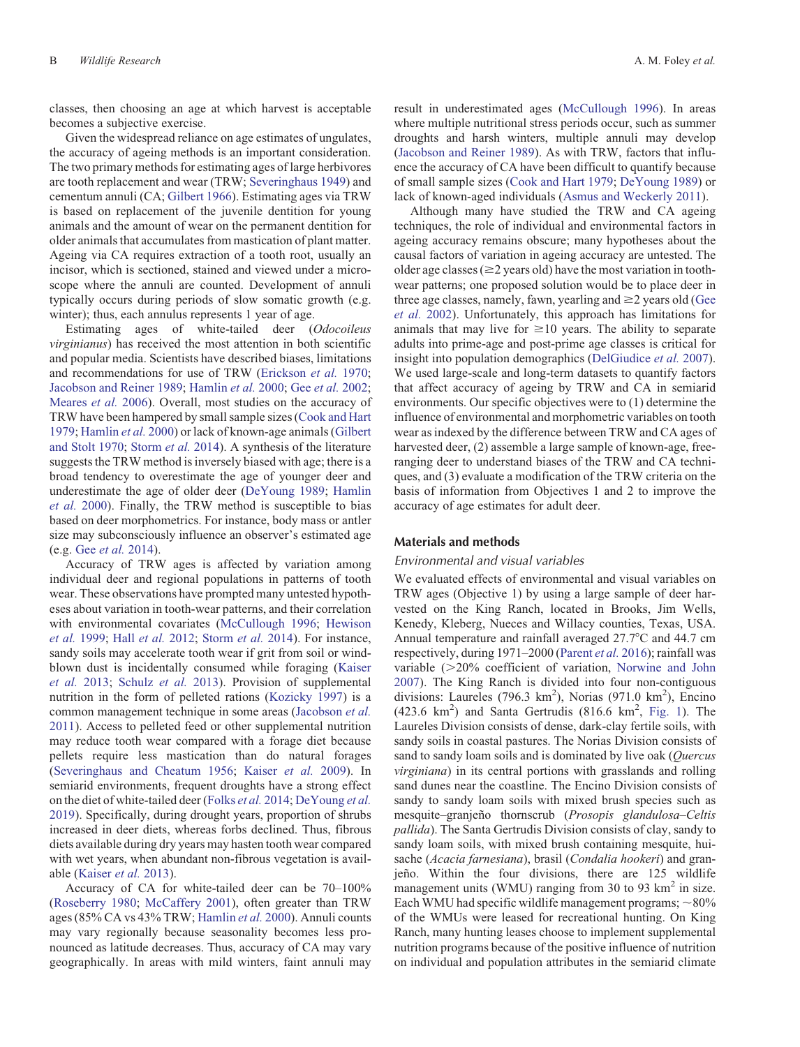classes, then choosing an age at which harvest is acceptable becomes a subjective exercise.

Given the widespread reliance on age estimates of ungulates, the accuracy of ageing methods is an important consideration. The two primary methods for estimating ages of large herbivores are tooth replacement and wear (TRW; Severinghaus 1949) and cementum annuli (CA; Gilbert 1966). Estimating ages via TRW is based on replacement of the juvenile dentition for young animals and the amount of wear on the permanent dentition for older animals that accumulates from mastication of plant matter. Ageing via CA requires extraction of a tooth root, usually an incisor, which is sectioned, stained and viewed under a microscope where the annuli are counted. Development of annuli typically occurs during periods of slow somatic growth (e.g. winter); thus, each annulus represents 1 year of age.

Estimating ages of white-tailed deer (*Odocoileus virginianus*) has received the most attention in both scientific and popular media. Scientists have described biases, limitations and recommendations for use of TRW (Erickson *et al.* 1970; Jacobson and Reiner 1989; Hamlin *et al.* 2000; Gee *et al.* 2002; Meares *et al.* 2006). Overall, most studies on the accuracy of TRW have been hampered by small sample sizes (Cook and Hart 1979; Hamlin *et al.* 2000) or lack of known-age animals (Gilbert and Stolt 1970; Storm *et al.* 2014). A synthesis of the literature suggests the TRW method is inversely biased with age; there is a broad tendency to overestimate the age of younger deer and underestimate the age of older deer (DeYoung 1989; Hamlin *et al.* 2000). Finally, the TRW method is susceptible to bias based on deer morphometrics. For instance, body mass or antler size may subconsciously influence an observer's estimated age (e.g. Gee *et al.* 2014).

Accuracy of TRW ages is affected by variation among individual deer and regional populations in patterns of tooth wear. These observations have prompted many untested hypotheses about variation in tooth-wear patterns, and their correlation with environmental covariates (McCullough 1996; Hewison *et al.* 1999; Hall *et al.* 2012; Storm *et al.* 2014). For instance, sandy soils may accelerate tooth wear if grit from soil or wind-blown dust is incidentally consumed while foraging (Kaiser *et al.* 2013; Schulz *et al.* 2013). Provision of supplemental nutrition in the form of pelleted rations (Kozicky 1997) is a common management technique in some areas (Jacobson *et al.* 2011). Access to pelleted feed or other supplemental nutrition may reduce tooth wear compared with a forage diet because pellets require less mastication than do natural forages (Severinghaus and Cheatum 1956; Kaiser *et al.* 2009). In semiarid environments, frequent droughts have a strong effect on the diet of white-tailed deer (Folks *et al.* 2014; DeYoung *et al.* 2019). Specifically, during drought years, proportion of shrubs increased in deer diets, whereas forbs declined. Thus, fibrous diets available during dry years may hasten tooth wear compared with wet years, when abundant non-fibrous vegetation is available (Kaiser *et al.* 2013).

Accuracy of CA for white-tailed deer can be 70–100% (Roseberry 1980; McCaffery 2001), often greater than TRW ages (85% CA vs 43% TRW; Hamlin *et al.* 2000). Annuli counts may vary regionally because seasonality becomes less pronounced as latitude decreases. Thus, accuracy of CA may vary geographically. In areas with mild winters, faint annuli may result in underestimated ages (McCullough 1996). In areas where multiple nutritional stress periods occur, such as summer droughts and harsh winters, multiple annuli may develop (Jacobson and Reiner 1989). As with TRW, factors that influence the accuracy of CA have been difficult to quantify because of small sample sizes (Cook and Hart 1979; DeYoung 1989) or lack of known-aged individuals (Asmus and Weckerly 2011).

Although many have studied the TRW and CA ageing techniques, the role of individual and environmental factors in ageing accuracy remains obscure; many hypotheses about the causal factors of variation in ageing accuracy are untested. The older age classes (≥2 years old) have the most variation in tooth-wear patterns; one proposed solution would be to place deer in three age classes, namely, fawn, yearling and ≥2 years old (Gee *et al.* 2002). Unfortunately, this approach has limitations for animals that may live for ≥10 years. The ability to separate adults into prime-age and post-prime age classes is critical for insight into population demographics (DelGiudice *et al.* 2007). We used large-scale and long-term datasets to quantify factors that affect accuracy of ageing by TRW and CA in semiarid environments. Our specific objectives were to (1) determine the influence of environmental and morphometric variables on tooth wear as indexed by the difference between TRW and CA ages of harvested deer, (2) assemble a large sample of known-age, free-ranging deer to understand biases of the TRW and CA techniques, and (3) evaluate a modification of the TRW criteria on the basis of information from Objectives 1 and 2 to improve the accuracy of age estimates for adult deer.

## Materials and methods

### Environmental and visual variables

We evaluated effects of environmental and visual variables on TRW ages (Objective 1) by using a large sample of deer harvested on the King Ranch, located in Brooks, Jim Wells, Kenedy, Kleberg, Nueces and Willacy counties, Texas, USA. Annual temperature and rainfall averaged 27.7°C and 44.7 cm respectively, during 1971–2000 (Parent *et al.* 2016); rainfall was variable (>20% coefficient of variation, Norwine and John 2007). The King Ranch is divided into four non-contiguous divisions: Laureles (796.3 $km^2$), Norias (971.0 $km^2$), Encino (423.6 $km^2$) and Santa Gertrudis (816.6 $km^2$, Fig. 1). The Laureles Division consists of dense, dark-clay fertile soils, with sandy soils in coastal pastures. The Norias Division consists of sand to sandy loam soils and is dominated by live oak (*Quercus virginiana*) in its central portions with grasslands and rolling sand dunes near the coastline. The Encino Division consists of sandy to sandy loam soils with mixed brush species such as mesquite–granjeño thornscrub (*Prosopis glandulosa*–*Celtis pallida*). The Santa Gertrudis Division consists of clay, sandy to sandy loam soils, with mixed brush containing mesquite, huisache (*Acacia farnesiana*), brasil (*Condalia hookeri*) and granjeño. Within the four divisions, there are 125 wildlife management units (WMU) ranging from 30 to 93 $km^2$ in size. Each WMU had specific wildlife management programs; ~80% of the WMUs were leased for recreational hunting. On King Ranch, many hunting leases choose to implement supplemental nutrition programs because of the positive influence of nutrition on individual and population attributes in the semiarid climate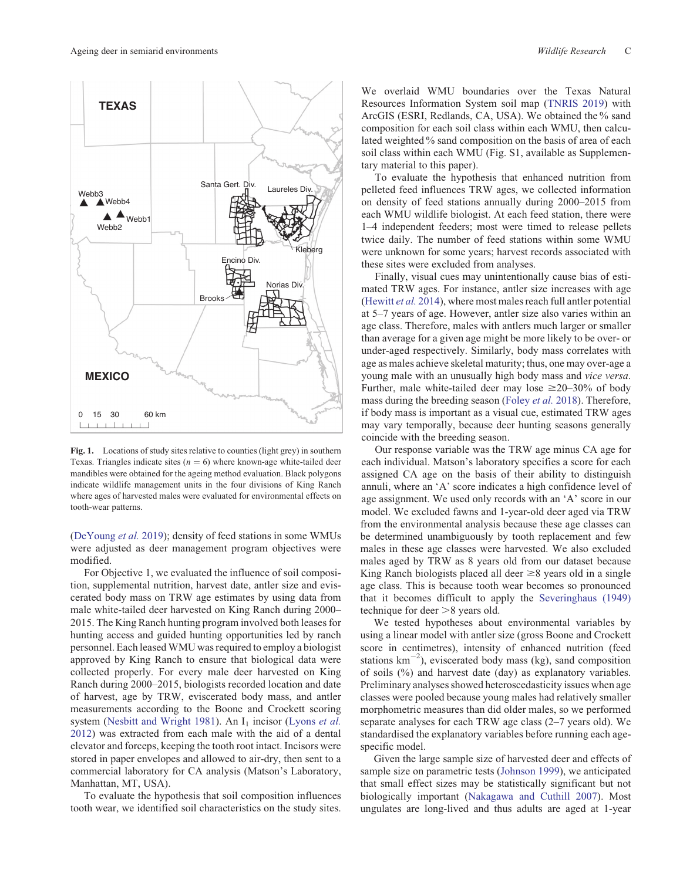**Fig. 1.** Locations of study sites relative to counties (light grey) in southern Texas. Triangles indicate sites ($n = 6$) where known-age white-tailed deer mandibles were obtained for the ageing method evaluation. Black polygons indicate wildlife management units in the four divisions of King Ranch where ages of harvested males were evaluated for environmental effects on tooth-wear patterns.

(DeYoung *et al.* 2019); density of feed stations in some WMUs were adjusted as deer management program objectives were modified.

For Objective 1, we evaluated the influence of soil composition, supplemental nutrition, harvest date, antler size and eviscerated body mass on TRW age estimates by using data from male white-tailed deer harvested on King Ranch during 2000–2015. The King Ranch hunting program involved both leases for hunting access and guided hunting opportunities led by ranch personnel. Each leased WMU was required to employ a biologist approved by King Ranch to ensure that biological data were collected properly. For every male deer harvested on King Ranch during 2000–2015, biologists recorded location and date of harvest, age by TRW, eviscerated body mass, and antler measurements according to the Boone and Crockett scoring system (Nesbitt and Wright 1981). An $I_1$ incisor (Lyons *et al.* 2012) was extracted from each male with the aid of a dental elevator and forceps, keeping the tooth root intact. Incisors were stored in paper envelopes and allowed to air-dry, then sent to a commercial laboratory for CA analysis (Matson's Laboratory, Manhattan, MT, USA).

To evaluate the hypothesis that soil composition influences tooth wear, we identified soil characteristics on the study sites. We overlaid WMU boundaries over the Texas Natural Resources Information System soil map (TNRIS 2019) with ArcGIS (ESRI, Redlands, CA, USA). We obtained the % sand composition for each soil class within each WMU, then calculated weighted % sand composition on the basis of area of each soil class within each WMU (Fig. S1, available as Supplementary material to this paper).

To evaluate the hypothesis that enhanced nutrition from pelleted feed influences TRW ages, we collected information on density of feed stations annually during 2000–2015 from each WMU wildlife biologist. At each feed station, there were 1–4 independent feeders; most were timed to release pellets twice daily. The number of feed stations within some WMU were unknown for some years; harvest records associated with these sites were excluded from analyses.

Finally, visual cues may unintentionally cause bias of estimated TRW ages. For instance, antler size increases with age (Hewitt *et al.* 2014), where most males reach full antler potential at 5–7 years of age. However, antler size also varies within an age class. Therefore, males with antlers much larger or smaller than average for a given age might be more likely to be over- or under-aged respectively. Similarly, body mass correlates with age as males achieve skeletal maturity; thus, one may over-age a young male with an unusually high body mass and *vice versa*. Further, male white-tailed deer may lose ≥20–30% of body mass during the breeding season (Foley *et al.* 2018). Therefore, if body mass is important as a visual cue, estimated TRW ages may vary temporally, because deer hunting seasons generally coincide with the breeding season.

Our response variable was the TRW age minus CA age for each individual. Matson's laboratory specifies a score for each assigned CA age on the basis of their ability to distinguish annuli, where an 'A' score indicates a high confidence level of age assignment. We used only records with an 'A' score in our model. We excluded fawns and 1-year-old deer aged via TRW from the environmental analysis because these age classes can be determined unambiguously by tooth replacement and few males in these age classes were harvested. We also excluded males aged by TRW as 8 years old from our dataset because King Ranch biologists placed all deer ≥8 years old in a single age class. This is because tooth wear becomes so pronounced that it becomes difficult to apply the Severinghaus (1949) technique for deer >8 years old.

We tested hypotheses about environmental variables by using a linear model with antler size (gross Boone and Crockett score in centimetres), intensity of enhanced nutrition (feed stations $km^{-2}$), eviscerated body mass (kg), sand composition of soils (%) and harvest date (day) as explanatory variables. Preliminary analyses showed heteroscedasticity issues when age classes were pooled because young males had relatively smaller morphometric measures than did older males, so we performed separate analyses for each TRW age class (2–7 years old). We standardised the explanatory variables before running each age-specific model.

Given the large sample size of harvested deer and effects of sample size on parametric tests (Johnson 1999), we anticipated that small effect sizes may be statistically significant but not biologically important (Nakagawa and Cuthill 2007). Most ungulates are long-lived and thus adults are aged at 1-year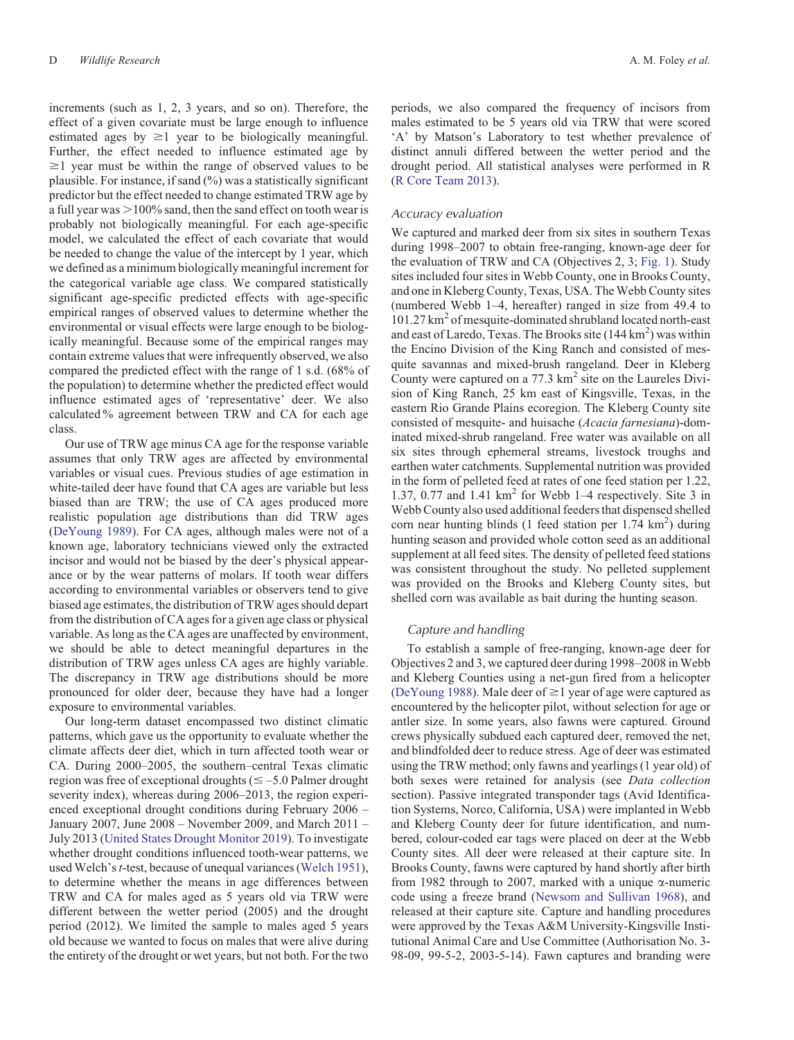increments (such as 1, 2, 3 years, and so on). Therefore, the effect of a given covariate must be large enough to influence estimated ages by ≥1 year to be biologically meaningful. Further, the effect needed to influence estimated age by ≥1 year must be within the range of observed values to be plausible. For instance, if sand (%) was a statistically significant predictor but the effect needed to change estimated TRW age by a full year was >100% sand, then the sand effect on tooth wear is probably not biologically meaningful. For each age-specific model, we calculated the effect of each covariate that would be needed to change the value of the intercept by 1 year, which we defined as a minimum biologically meaningful increment for the categorical variable age class. We compared statistically significant age-specific predicted effects with age-specific empirical ranges of observed values to determine whether the environmental or visual effects were large enough to be biologically meaningful. Because some of the empirical ranges may contain extreme values that were infrequently observed, we also compared the predicted effect with the range of 1 s.d. (68% of the population) to determine whether the predicted effect would influence estimated ages of 'representative' deer. We also calculated % agreement between TRW and CA for each age class.

Our use of TRW age minus CA age for the response variable assumes that only TRW ages are affected by environmental variables or visual cues. Previous studies of age estimation in white-tailed deer have found that CA ages are variable but less biased than are TRW; the use of CA ages produced more realistic population age distributions than did TRW ages (DeYoung 1989). For CA ages, although males were not of a known age, laboratory technicians viewed only the extracted incisor and would not be biased by the deer's physical appearance or by the wear patterns of molars. If tooth wear differs according to environmental variables or observers tend to give biased age estimates, the distribution of TRW ages should depart from the distribution of CA ages for a given age class or physical variable. As long as the CA ages are unaffected by environment, we should be able to detect meaningful departures in the distribution of TRW ages unless CA ages are highly variable. The discrepancy in TRW age distributions should be more pronounced for older deer, because they have had a longer exposure to environmental variables.

Our long-term dataset encompassed two distinct climatic patterns, which gave us the opportunity to evaluate whether the climate affects deer diet, which in turn affected tooth wear or CA. During 2000–2005, the southern–central Texas climatic region was free of exceptional droughts (≤ –5.0 Palmer drought severity index), whereas during 2006–2013, the region experienced exceptional drought conditions during February 2006 – January 2007, June 2008 – November 2009, and March 2011 – July 2013 (United States Drought Monitor 2019). To investigate whether drought conditions influenced tooth-wear patterns, we used Welch's *t*-test, because of unequal variances (Welch 1951), to determine whether the means in age differences between TRW and CA for males aged as 5 years old via TRW were different between the wetter period (2005) and the drought period (2012). We limited the sample to males aged 5 years old because we wanted to focus on males that were alive during the entirety of the drought or wet years, but not both. For the two periods, we also compared the frequency of incisors from males estimated to be 5 years old via TRW that were scored 'A' by Matson's Laboratory to test whether prevalence of distinct annuli differed between the wetter period and the drought period. All statistical analyses were performed in R (R Core Team 2013).

### Accuracy evaluation

We captured and marked deer from six sites in southern Texas during 1998–2007 to obtain free-ranging, known-age deer for the evaluation of TRW and CA (Objectives 2, 3; Fig. 1). Study sites included four sites in Webb County, one in Brooks County, and one in Kleberg County, Texas, USA. The Webb County sites (numbered Webb 1–4, hereafter) ranged in size from 49.4 to 101.27 km$^2$ of mesquite-dominated shrubland located north-east and east of Laredo, Texas. The Brooks site (144 km$^2$) was within the Encino Division of the King Ranch and consisted of mesquite savannas and mixed-brush rangeland. Deer in Kleberg County were captured on a 77.3 km$^2$ site on the Laureles Division of King Ranch, 25 km east of Kingsville, Texas, in the eastern Rio Grande Plains ecoregion. The Kleberg County site consisted of mesquite- and huisache (*Acacia farnesiana*)-dominated mixed-shrub rangeland. Free water was available on all six sites through ephemeral streams, livestock troughs and earthen water catchments. Supplemental nutrition was provided in the form of pelleted feed at rates of one feed station per 1.22, 1.37, 0.77 and 1.41 km$^2$ for Webb 1–4 respectively. Site 3 in Webb County also used additional feeders that dispensed shelled corn near hunting blinds (1 feed station per 1.74 km$^2$) during hunting season and provided whole cotton seed as an additional supplement at all feed sites. The density of pelleted feed stations was consistent throughout the study. No pelleted supplement was provided on the Brooks and Kleberg County sites, but shelled corn was available as bait during the hunting season.

### Capture and handling

To establish a sample of free-ranging, known-age deer for Objectives 2 and 3, we captured deer during 1998–2008 in Webb and Kleberg Counties using a net-gun fired from a helicopter (DeYoung 1988). Male deer of ≥1 year of age were captured as encountered by the helicopter pilot, without selection for age or antler size. In some years, also fawns were captured. Ground crews physically subdued each captured deer, removed the net, and blindfolded deer to reduce stress. Age of deer was estimated using the TRW method; only fawns and yearlings (1 year old) of both sexes were retained for analysis (see *Data collection* section). Passive integrated transponder tags (Avid Identification Systems, Norco, California, USA) were implanted in Webb and Kleberg County deer for future identification, and numbered, colour-coded ear tags were placed on deer at the Webb County sites. All deer were released at their capture site. In Brooks County, fawns were captured by hand shortly after birth from 1982 through to 2007, marked with a unique α-numeric code using a freeze brand (Newsom and Sullivan 1968), and released at their capture site. Capture and handling procedures were approved by the Texas A&M University-Kingsville Institutional Animal Care and Use Committee (Authorisation No. 3-98-09, 99-5-2, 2003-5-14). Fawn captures and branding were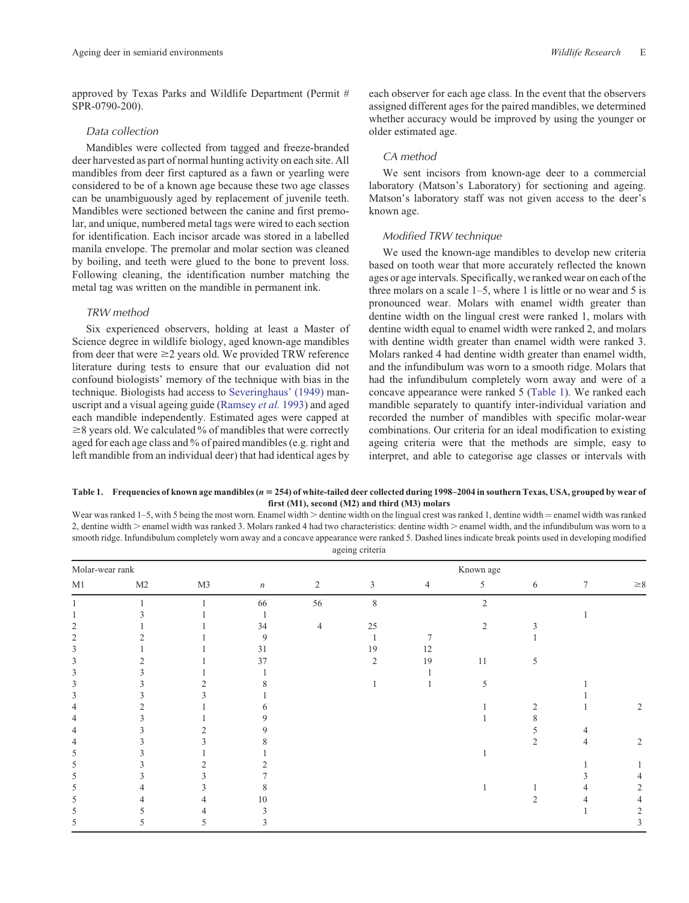approved by Texas Parks and Wildlife Department (Permit # SPR-0790-200).

### Data collection

Mandibles were collected from tagged and freeze-branded deer harvested as part of normal hunting activity on each site. All mandibles from deer first captured as a fawn or yearling were considered to be of a known age because these two age classes can be unambiguously aged by replacement of juvenile teeth. Mandibles were sectioned between the canine and first premolar, and unique, numbered metal tags were wired to each section for identification. Each incisor arcade was stored in a labelled manila envelope. The premolar and molar section was cleaned by boiling, and teeth were glued to the bone to prevent loss. Following cleaning, the identification number matching the metal tag was written on the mandible in permanent ink.

### TRW method

Six experienced observers, holding at least a Master of Science degree in wildlife biology, aged known-age mandibles from deer that were ≥2 years old. We provided TRW reference literature during tests to ensure that our evaluation did not confound biologists' memory of the technique with bias in the technique. Biologists had access to Severinghaus' (1949) manuscript and a visual ageing guide (Ramsey *et al.* 1993) and aged each mandible independently. Estimated ages were capped at ≥8 years old. We calculated % of mandibles that were correctly aged for each age class and % of paired mandibles (e.g. right and left mandible from an individual deer) that had identical ages by each observer for each age class. In the event that the observers assigned different ages for the paired mandibles, we determined whether accuracy would be improved by using the younger or older estimated age.

### CA method

We sent incisors from known-age deer to a commercial laboratory (Matson's Laboratory) for sectioning and ageing. Matson's laboratory staff was not given access to the deer's known age.

### Modified TRW technique

We used the known-age mandibles to develop new criteria based on tooth wear that more accurately reflected the known ages or age intervals. Specifically, we ranked wear on each of the three molars on a scale 1–5, where 1 is little or no wear and 5 is pronounced wear. Molars with enamel width greater than dentine width on the lingual crest were ranked 1, molars with dentine width equal to enamel width were ranked 2, and molars with dentine width greater than enamel width were ranked 3. Molars ranked 4 had dentine width greater than enamel width, and the infundibulum was worn to a smooth ridge. Molars that had the infundibulum completely worn away and were of a concave appearance were ranked 5 (Table 1). We ranked each mandible separately to quantify inter-individual variation and recorded the number of mandibles with specific molar-wear combinations. Our criteria for an ideal modification to existing ageing criteria were that the methods are simple, easy to interpret, and able to categorise age classes or intervals with

**Table 1. Frequencies of known age mandibles ($n = 254$) of white-tailed deer collected during 1998–2004 in southern Texas, USA, grouped by wear of first (M1), second (M2) and third (M3) molars**

Wear was ranked 1–5, with 5 being the most worn. Enamel width > dentine width on the lingual crest was ranked 1, dentine width = enamel width was ranked 2, dentine width > enamel width was ranked 3. Molars ranked 4 had two characteristics: dentine width > enamel width, and the infundibulum was worn to a smooth ridge. Infundibulum completely worn away and a concave appearance were ranked 5. Dashed lines indicate break points used in developing modified ageing criteria

| Molar-wear rank | | | | Known age | | | | | | |
|---|---|---|---|---|---|---|---|---|---|---|
| M1 | M2 | M3 | *n* | 2 | 3 | 4 | 5 | 6 | 7 | ≥8 |
| 1 | 1 | 1 | 66 | 56 | 8 | | 2 | | | |
| 1 | 3 | 1 | 1 | | | | | | 1 | |
| 2 | 1 | 1 | 34 | 4 | 25 | | 2 | 3 | | |
| 2 | 2 | 1 | 9 | | 1 | 7 | | 1 | | |
| 3 | 1 | 1 | 31 | | 19 | 12 | | | | |
| 3 | 2 | 1 | 37 | | 2 | 19 | 11 | 5 | | |
| 3 | 3 | 1 | 1 | | | 1 | | | | |
| 3 | 3 | 2 | 8 | | 1 | 1 | 5 | | 1 | |
| 3 | 3 | 3 | 1 | | | | | | 1 | |
| 4 | 2 | 1 | 6 | | | | 1 | 2 | 1 | 2 |
| 4 | 3 | 1 | 9 | | | | 1 | 8 | | |
| 4 | 3 | 2 | 9 | | | | | 5 | 4 | |
| 4 | 3 | 3 | 8 | | | | | 2 | 4 | 2 |
| 5 | 3 | 1 | 1 | | | | 1 | | | |
| 5 | 3 | 2 | 2 | | | | | | 1 | 1 |
| 5 | 3 | 3 | 7 | | | | | | 3 | 4 |
| 5 | 4 | 3 | 8 | | | | 1 | 1 | 4 | 2 |
| 5 | 4 | 4 | 10 | | | | | 2 | 4 | 4 |
| 5 | 5 | 4 | 3 | | | | | | 1 | 2 |
| 5 | 5 | 5 | 3 | | | | | | | 3 |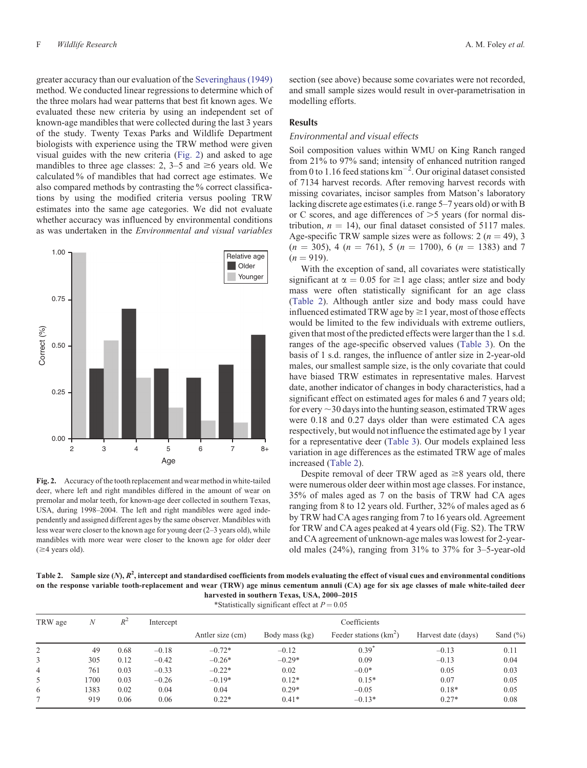greater accuracy than our evaluation of the Severinghaus (1949) method. We conducted linear regressions to determine which of the three molars had wear patterns that best fit known ages. We evaluated these new criteria by using an independent set of known-age mandibles that were collected during the last 3 years of the study. Twenty Texas Parks and Wildlife Department biologists with experience using the TRW method were given visual guides with the new criteria (Fig. 2) and asked to age mandibles to three age classes: 2, 3–5 and ≥6 years old. We calculated % of mandibles that had correct age estimates. We also compared methods by contrasting the % correct classifications by using the modified criteria versus pooling TRW estimates into the same age categories. We did not evaluate whether accuracy was influenced by environmental conditions as was undertaken in the *Environmental and visual variables*

**Fig. 2.** Accuracy of the tooth replacement and wear method in white-tailed deer, where left and right mandibles differed in the amount of wear on premolar and molar teeth, for known-age deer collected in southern Texas, USA, during 1998–2004. The left and right mandibles were aged independently and assigned different ages by the same observer. Mandibles with less wear were closer to the known age for young deer (2–3 years old), while mandibles with more wear were closer to the known age for older deer (≥4 years old).

section (see above) because some covariates were not recorded, and small sample sizes would result in over-parametrisation in modelling efforts.

## Results

### *Environmental and visual effects*

Soil composition values within WMU on King Ranch ranged from 21% to 97% sand; intensity of enhanced nutrition ranged from 0 to 1.16 feed stations $km^{-2}$. Our original dataset consisted of 7134 harvest records. After removing harvest records with missing covariates, incisor samples from Matson's laboratory lacking discrete age estimates (i.e. range 5–7 years old) or with B or C scores, and age differences of >5 years (for normal distribution, $n = 14$), our final dataset consisted of 5117 males. Age-specific TRW sample sizes were as follows: 2 ($n = 49$), 3 ($n = 305$), 4 ($n = 761$), 5 ($n = 1700$), 6 ($n = 1383$) and 7 ($n = 919$).

With the exception of sand, all covariates were statistically significant at $\alpha = 0.05$ for ≥1 age class; antler size and body mass were often statistically significant for an age class (Table 2). Although antler size and body mass could have influenced estimated TRW age by ≥1 year, most of those effects would be limited to the few individuals with extreme outliers, given that most of the predicted effects were larger than the 1 s.d. ranges of the age-specific observed values (Table 3). On the basis of 1 s.d. ranges, the influence of antler size in 2-year-old males, our smallest sample size, is the only covariate that could have biased TRW estimates in representative males. Harvest date, another indicator of changes in body characteristics, had a significant effect on estimated ages for males 6 and 7 years old; for every ~30 days into the hunting season, estimated TRW ages were 0.18 and 0.27 days older than were estimated CA ages respectively, but would not influence the estimated age by 1 year for a representative deer (Table 3). Our models explained less variation in age differences as the estimated TRW age of males increased (Table 2).

Despite removal of deer TRW aged as ≥8 years old, there were numerous older deer within most age classes. For instance, 35% of males aged as 7 on the basis of TRW had CA ages ranging from 8 to 12 years old. Further, 32% of males aged as 6 by TRW had CA ages ranging from 7 to 16 years old. Agreement for TRW and CA ages peaked at 4 years old (Fig. S2). The TRW and CA agreement of unknown-age males was lowest for 2-year-old males (24%), ranging from 31% to 37% for 3–5-year-old

**Table 2. Sample size (*N*), $R^2$, intercept and standardised coefficients from models evaluating the effect of visual cues and environmental conditions on the response variable tooth-replacement and wear (TRW) age minus cementum annuli (CA) age for six age classes of male white-tailed deer harvested in southern Texas, USA, 2000–2015**

*Statistically significant effect at $P = 0.05$

| TRW age | *N* | $R^2$ | Intercept | Coefficients | | | | |
|---|---|---|---|---|---|---|---|---|
| | | | | Antler size (cm) | Body mass (kg) | Feeder stations ($km^2$) | Harvest date (days) | Sand (%) |
| 2 | 49 | 0.68 | –0.18 | –0.72* | –0.12 | 0.39* | –0.13 | 0.11 |
| 3 | 305 | 0.12 | –0.42 | –0.26* | –0.29* | 0.09 | –0.13 | 0.04 |
| 4 | 761 | 0.03 | –0.33 | –0.22* | 0.02 | –0.0* | 0.05 | 0.03 |
| 5 | 1700 | 0.03 | –0.26 | –0.19* | 0.12* | 0.15* | 0.07 | 0.05 |
| 6 | 1383 | 0.02 | 0.04 | 0.04 | 0.29* | –0.05 | 0.18* | 0.05 |
| 7 | 919 | 0.06 | 0.06 | 0.22* | 0.41* | –0.13* | 0.27* | 0.08 |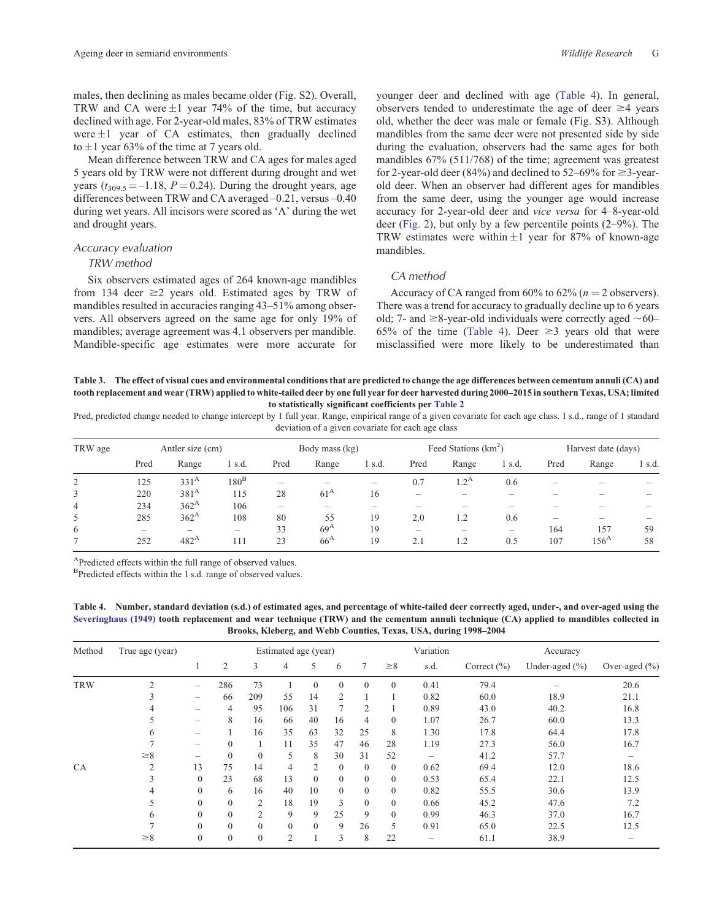males, then declining as males became older (Fig. S2). Overall, TRW and CA were ±1 year 74% of the time, but accuracy declined with age. For 2-year-old males, 83% of TRW estimates were ±1 year of CA estimates, then gradually declined to ±1 year 63% of the time at 7 years old.

Mean difference between TRW and CA ages for males aged 5 years old by TRW were not different during drought and wet years ($t_{309.5} = -1.18$, $P = 0.24$). During the drought years, age differences between TRW and CA averaged –0.21, versus –0.40 during wet years. All incisors were scored as 'A' during the wet and drought years.

### Accuracy evaluation

#### TRW method

Six observers estimated ages of 264 known-age mandibles from 134 deer ≥2 years old. Estimated ages by TRW of mandibles resulted in accuracies ranging 43–51% among observers. All observers agreed on the same age for only 19% of mandibles; average agreement was 4.1 observers per mandible. Mandible-specific age estimates were more accurate for younger deer and declined with age (Table 4). In general, observers tended to underestimate the age of deer ≥4 years old, whether the deer was male or female (Fig. S3). Although mandibles from the same deer were not presented side by side during the evaluation, observers had the same ages for both mandibles 67% (511/768) of the time; agreement was greatest for 2-year-old deer (84%) and declined to 52–69% for ≥3-year-old deer. When an observer had different ages for mandibles from the same deer, using the younger age would increase accuracy for 2-year-old deer and *vice versa* for 4–8-year-old deer (Fig. 2), but only by a few percentile points (2–9%). The TRW estimates were within ±1 year for 87% of known-age mandibles.

#### CA method

Accuracy of CA ranged from 60% to 62% ($n = 2$ observers). There was a trend for accuracy to gradually decline up to 6 years old; 7- and ≥8-year-old individuals were correctly aged ~60–65% of the time (Table 4). Deer ≥3 years old that were misclassified were more likely to be underestimated than

**Table 3. The effect of visual cues and environmental conditions that are predicted to change the age differences between cementum annuli (CA) and tooth replacement and wear (TRW) applied to white-tailed deer by one full year for deer harvested during 2000–2015 in southern Texas, USA; limited to statistically significant coefficients per Table 2**

Pred, predicted change needed to change intercept by 1 full year. Range, empirical range of a given covariate for each age class. 1 s.d., range of 1 standard deviation of a given covariate for each age class

| TRW age | Antler size (cm) | | | Body mass (kg) | | | Feed Stations (km$^2$) | | | Harvest date (days) | | |
|---|---|---|---|---|---|---|---|---|---|---|---|---|
| | Pred | Range | 1 s.d. | Pred | Range | 1 s.d. | Pred | Range | 1 s.d. | Pred | Range | 1 s.d. |
| 2 | 125 | 331[A] | 180[B] | – | – | – | 0.7 | 1.2[A] | 0.6 | – | – | – |
| 3 | 220 | 381[A] | 115 | 28 | 61[A] | 16 | – | – | – | – | – | – |
| 4 | 234 | 362[A] | 106 | – | – | – | – | – | – | – | – | – |
| 5 | 285 | 362[A] | 108 | 80 | 55 | 19 | 2.0 | 1.2 | 0.6 | – | – | – |
| 6 | – | – | – | 33 | 69[A] | 19 | – | – | – | 164 | 157 | 59 |
| 7 | 252 | 482[A] | 111 | 23 | 66[A] | 19 | 2.1 | 1.2 | 0.5 | 107 | 156[A] | 58 |

[A]Predicted effects within the full range of observed values.
[B]Predicted effects within the 1 s.d. range of observed values.

**Table 4. Number, standard deviation (s.d.) of estimated ages, and percentage of white-tailed deer correctly aged, under-, and over-aged using the Severinghaus (1949) tooth replacement and wear technique (TRW) and the cementum annuli technique (CA) applied to mandibles collected in Brooks, Kleberg, and Webb Counties, Texas, USA, during 1998–2004**

| Method | True age (year) | Estimated age (year) | | | | | | | | Variation | Accuracy | | |
|---|---|---|---|---|---|---|---|---|---|---|---|---|---|
| | | 1 | 2 | 3 | 4 | 5 | 6 | 7 | ≥8 | s.d. | Correct (%) | Under-aged (%) | Over-aged (%) |
| TRW | 2 | – | 286 | 73 | 1 | 0 | 0 | 0 | 0 | 0.41 | 79.4 | – | 20.6 |
| | 3 | – | 66 | 209 | 55 | 14 | 2 | 1 | 1 | 0.82 | 60.0 | 18.9 | 21.1 |
| | 4 | – | 4 | 95 | 106 | 31 | 7 | 2 | 1 | 0.89 | 43.0 | 40.2 | 16.8 |
| | 5 | – | 8 | 16 | 66 | 40 | 16 | 4 | 0 | 1.07 | 26.7 | 60.0 | 13.3 |
| | 6 | – | 1 | 16 | 35 | 63 | 32 | 25 | 8 | 1.30 | 17.8 | 64.4 | 17.8 |
| | 7 | – | 0 | 1 | 11 | 35 | 47 | 46 | 28 | 1.19 | 27.3 | 56.0 | 16.7 |
| | ≥8 | – | 0 | 0 | 5 | 8 | 30 | 31 | 52 | – | 41.2 | 57.7 | – |
| CA | 2 | 13 | 75 | 14 | 4 | 2 | 0 | 0 | 0 | 0.62 | 69.4 | 12.0 | 18.6 |
| | 3 | 0 | 23 | 68 | 13 | 0 | 0 | 0 | 0 | 0.53 | 65.4 | 22.1 | 12.5 |
| | 4 | 0 | 6 | 16 | 40 | 10 | 0 | 0 | 0 | 0.82 | 55.5 | 30.6 | 13.9 |
| | 5 | 0 | 0 | 2 | 18 | 19 | 3 | 0 | 0 | 0.66 | 45.2 | 47.6 | 7.2 |
| | 6 | 0 | 0 | 2 | 9 | 9 | 25 | 9 | 0 | 0.99 | 46.3 | 37.0 | 16.7 |
| | 7 | 0 | 0 | 0 | 0 | 0 | 9 | 26 | 5 | 0.91 | 65.0 | 22.5 | 12.5 |
| | ≥8 | 0 | 0 | 0 | 2 | 1 | 3 | 8 | 22 | – | 61.1 | 38.9 | – |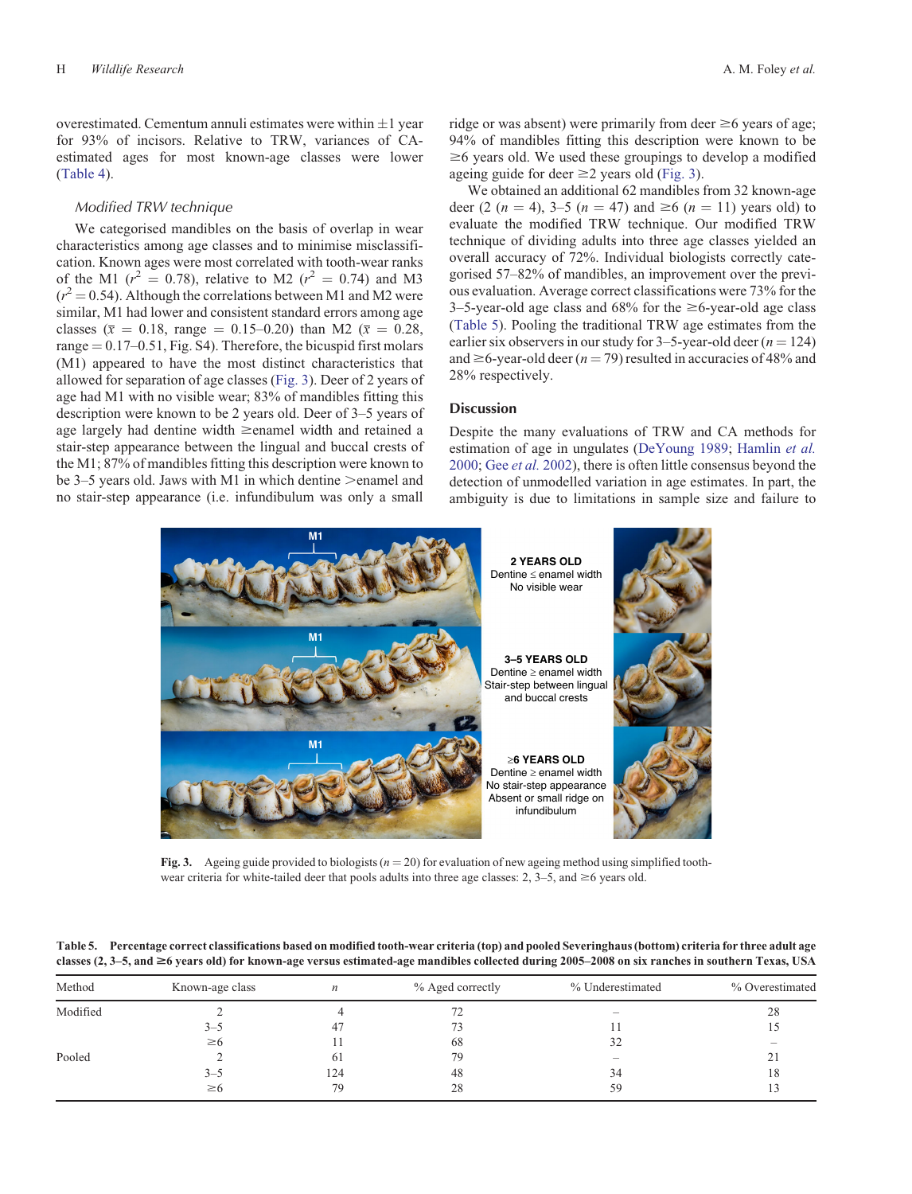overestimated. Cementum annuli estimates were within ±1 year for 93% of incisors. Relative to TRW, variances of CA-estimated ages for most known-age classes were lower (Table 4).

### Modified TRW technique

We categorised mandibles on the basis of overlap in wear characteristics among age classes and to minimise misclassification. Known ages were most correlated with tooth-wear ranks of the M1 ($r^2$ = 0.78), relative to M2 ($r^2$ = 0.74) and M3 ($r^2$ = 0.54). Although the correlations between M1 and M2 were similar, M1 had lower and consistent standard errors among age classes ($\bar{x}$ = 0.18, range = 0.15–0.20) than M2 ($\bar{x}$ = 0.28, range = 0.17–0.51, Fig. S4). Therefore, the bicuspid first molars (M1) appeared to have the most distinct characteristics that allowed for separation of age classes (Fig. 3). Deer of 2 years of age had M1 with no visible wear; 83% of mandibles fitting this description were known to be 2 years old. Deer of 3–5 years of age largely had dentine width ≥enamel width and retained a stair-step appearance between the lingual and buccal crests of the M1; 87% of mandibles fitting this description were known to be 3–5 years old. Jaws with M1 in which dentine >enamel and no stair-step appearance (i.e. infundibulum was only a small ridge or was absent) were primarily from deer ≥6 years of age; 94% of mandibles fitting this description were known to be ≥6 years old. We used these groupings to develop a modified ageing guide for deer ≥2 years old (Fig. 3).

We obtained an additional 62 mandibles from 32 known-age deer (2 ($n$ = 4), 3–5 ($n$ = 47) and ≥6 ($n$ = 11) years old) to evaluate the modified TRW technique. Our modified TRW technique of dividing adults into three age classes yielded an overall accuracy of 72%. Individual biologists correctly categorised 57–82% of mandibles, an improvement over the previous evaluation. Average correct classifications were 73% for the 3–5-year-old age class and 68% for the ≥6-year-old age class (Table 5). Pooling the traditional TRW age estimates from the earlier six observers in our study for 3–5-year-old deer ($n$ = 124) and ≥6-year-old deer ($n$ = 79) resulted in accuracies of 48% and 28% respectively.

## Discussion

Despite the many evaluations of TRW and CA methods for estimation of age in ungulates (DeYoung 1989; Hamlin *et al.* 2000; Gee *et al.* 2002), there is often little consensus beyond the detection of unmodelled variation in age estimates. In part, the ambiguity is due to limitations in sample size and failure to

**Fig. 3.** Ageing guide provided to biologists ($n$ = 20) for evaluation of new ageing method using simplified tooth-wear criteria for white-tailed deer that pools adults into three age classes: 2, 3–5, and ≥6 years old.

**Table 5. Percentage correct classifications based on modified tooth-wear criteria (top) and pooled Severinghaus (bottom) criteria for three adult age classes (2, 3–5, and ≥6 years old) for known-age versus estimated-age mandibles collected during 2005–2008 on six ranches in southern Texas, USA**

| Method | Known-age class | $n$ | % Aged correctly | % Underestimated | % Overestimated |
|---|---|---|---|---|---|
| Modified | 2 | 4 | 72 | – | 28 |
| | 3–5 | 47 | 73 | 11 | 15 |
| | ≥6 | 11 | 68 | 32 | – |
| Pooled | 2 | 61 | 79 | – | 21 |
| | 3–5 | 124 | 48 | 34 | 18 |
| | ≥6 | 79 | 28 | 59 | 13 |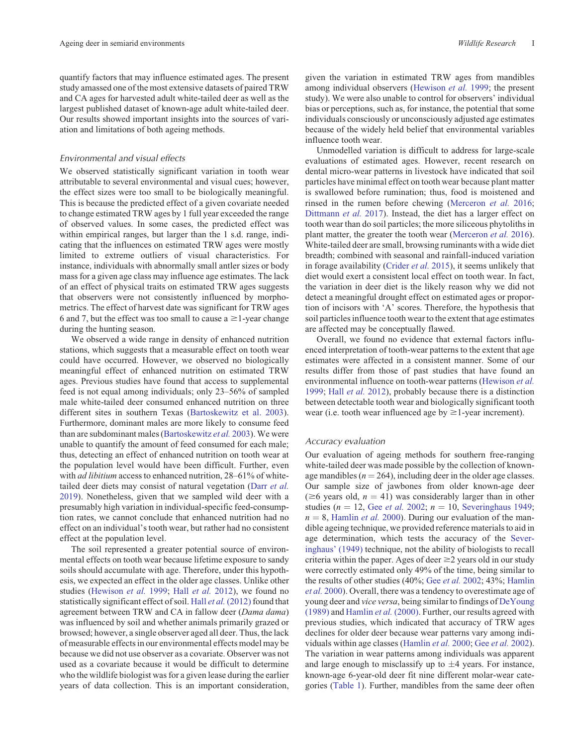quantify factors that may influence estimated ages. The present study amassed one of the most extensive datasets of paired TRW and CA ages for harvested adult white-tailed deer as well as the largest published dataset of known-age adult white-tailed deer. Our results showed important insights into the sources of variation and limitations of both ageing methods.

### Environmental and visual effects

We observed statistically significant variation in tooth wear attributable to several environmental and visual cues; however, the effect sizes were too small to be biologically meaningful. This is because the predicted effect of a given covariate needed to change estimated TRW ages by 1 full year exceeded the range of observed values. In some cases, the predicted effect was within empirical ranges, but larger than the 1 s.d. range, indicating that the influences on estimated TRW ages were mostly limited to extreme outliers of visual characteristics. For instance, individuals with abnormally small antler sizes or body mass for a given age class may influence age estimates. The lack of an effect of physical traits on estimated TRW ages suggests that observers were not consistently influenced by morphometrics. The effect of harvest date was significant for TRW ages 6 and 7, but the effect was too small to cause a ≥1-year change during the hunting season.

We observed a wide range in density of enhanced nutrition stations, which suggests that a measurable effect on tooth wear could have occurred. However, we observed no biologically meaningful effect of enhanced nutrition on estimated TRW ages. Previous studies have found that access to supplemental feed is not equal among individuals; only 23–56% of sampled male white-tailed deer consumed enhanced nutrition on three different sites in southern Texas (Bartoskewitz et al. 2003). Furthermore, dominant males are more likely to consume feed than are subdominant males (Bartoskewitz *et al.* 2003). We were unable to quantify the amount of feed consumed for each male; thus, detecting an effect of enhanced nutrition on tooth wear at the population level would have been difficult. Further, even with *ad libitium* access to enhanced nutrition, 28–61% of white-tailed deer diets may consist of natural vegetation (Darr *et al.* 2019). Nonetheless, given that we sampled wild deer with a presumably high variation in individual-specific feed-consumption rates, we cannot conclude that enhanced nutrition had no effect on an individual's tooth wear, but rather had no consistent effect at the population level.

The soil represented a greater potential source of environmental effects on tooth wear because lifetime exposure to sandy soils should accumulate with age. Therefore, under this hypothesis, we expected an effect in the older age classes. Unlike other studies (Hewison *et al.* 1999; Hall *et al.* 2012), we found no statistically significant effect of soil. Hall *et al.* (2012) found that agreement between TRW and CA in fallow deer (*Dama dama*) was influenced by soil and whether animals primarily grazed or browsed; however, a single observer aged all deer. Thus, the lack of measurable effects in our environmental effects model may be because we did not use observer as a covariate. Observer was not used as a covariate because it would be difficult to determine who the wildlife biologist was for a given lease during the earlier years of data collection. This is an important consideration, given the variation in estimated TRW ages from mandibles among individual observers (Hewison *et al.* 1999; the present study). We were also unable to control for observers' individual bias or perceptions, such as, for instance, the potential that some individuals consciously or unconsciously adjusted age estimates because of the widely held belief that environmental variables influence tooth wear.

Unmodelled variation is difficult to address for large-scale evaluations of estimated ages. However, recent research on dental micro-wear patterns in livestock have indicated that soil particles have minimal effect on tooth wear because plant matter is swallowed before rumination; thus, food is moistened and rinsed in the rumen before chewing (Merceron *et al.* 2016; Dittmann *et al.* 2017). Instead, the diet has a larger effect on tooth wear than do soil particles; the more siliceous phytoliths in plant matter, the greater the tooth wear (Merceron *et al.* 2016). White-tailed deer are small, browsing ruminants with a wide diet breadth; combined with seasonal and rainfall-induced variation in forage availability (Crider *et al.* 2015), it seems unlikely that diet would exert a consistent local effect on tooth wear. In fact, the variation in deer diet is the likely reason why we did not detect a meaningful drought effect on estimated ages or proportion of incisors with 'A' scores. Therefore, the hypothesis that soil particles influence tooth wear to the extent that age estimates are affected may be conceptually flawed.

Overall, we found no evidence that external factors influenced interpretation of tooth-wear patterns to the extent that age estimates were affected in a consistent manner. Some of our results differ from those of past studies that have found an environmental influence on tooth-wear patterns (Hewison *et al.* 1999; Hall *et al.* 2012), probably because there is a distinction between detectable tooth wear and biologically significant tooth wear (i.e. tooth wear influenced age by ≥1-year increment).

### Accuracy evaluation

Our evaluation of ageing methods for southern free-ranging white-tailed deer was made possible by the collection of known-age mandibles ($n = 264$), including deer in the older age classes. Our sample size of jawbones from older known-age deer (≥6 years old, $n = 41$) was considerably larger than in other studies ($n = 12$, Gee *et al.* 2002; $n = 10$, Severinghaus 1949; $n = 8$, Hamlin *et al.* 2000). During our evaluation of the mandible ageing technique, we provided reference materials to aid in age determination, which tests the accuracy of the Severinghaus' (1949) technique, not the ability of biologists to recall criteria within the paper. Ages of deer ≥2 years old in our study were correctly estimated only 49% of the time, being similar to the results of other studies (40%; Gee *et al.* 2002; 43%; Hamlin *et al.* 2000). Overall, there was a tendency to overestimate age of young deer and *vice versa*, being similar to findings of DeYoung (1989) and Hamlin *et al.* (2000). Further, our results agreed with previous studies, which indicated that accuracy of TRW ages declines for older deer because wear patterns vary among individuals within age classes (Hamlin *et al.* 2000; Gee *et al.* 2002). The variation in wear patterns among individuals was apparent and large enough to misclassify up to ±4 years. For instance, known-age 6-year-old deer fit nine different molar-wear categories (Table 1). Further, mandibles from the same deer often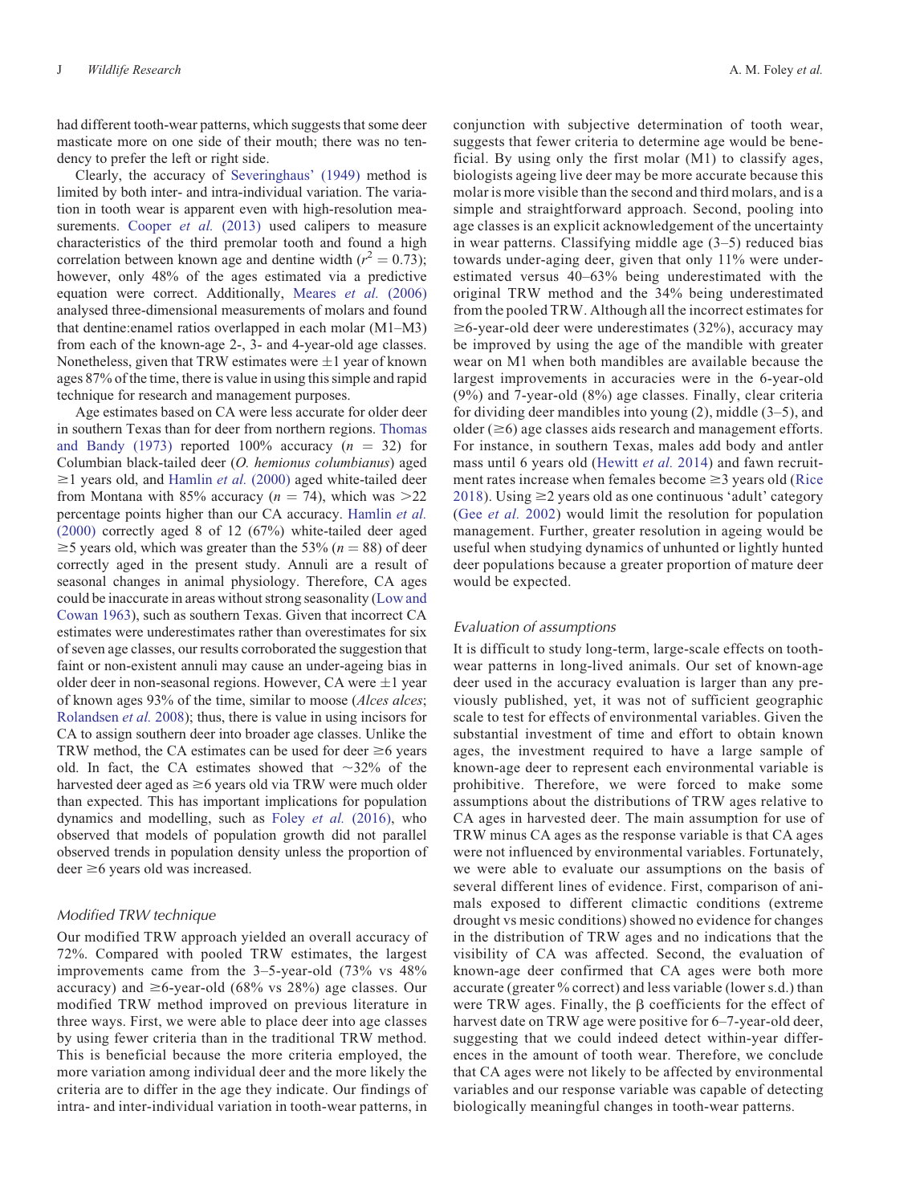had different tooth-wear patterns, which suggests that some deer masticate more on one side of their mouth; there was no tendency to prefer the left or right side.

Clearly, the accuracy of Severinghaus' (1949) method is limited by both inter- and intra-individual variation. The variation in tooth wear is apparent even with high-resolution measurements. Cooper *et al.* (2013) used calipers to measure characteristics of the third premolar tooth and found a high correlation between known age and dentine width ($r^2 = 0.73$); however, only 48% of the ages estimated via a predictive equation were correct. Additionally, Meares *et al.* (2006) analysed three-dimensional measurements of molars and found that dentine:enamel ratios overlapped in each molar (M1–M3) from each of the known-age 2-, 3- and 4-year-old age classes. Nonetheless, given that TRW estimates were ±1 year of known ages 87% of the time, there is value in using this simple and rapid technique for research and management purposes.

Age estimates based on CA were less accurate for older deer in southern Texas than for deer from northern regions. Thomas and Bandy (1973) reported 100% accuracy ($n = 32$) for Columbian black-tailed deer (*O. hemionus columbianus*) aged ≥1 years old, and Hamlin *et al.* (2000) aged white-tailed deer from Montana with 85% accuracy ($n = 74$), which was >22 percentage points higher than our CA accuracy. Hamlin *et al.* (2000) correctly aged 8 of 12 (67%) white-tailed deer aged ≥5 years old, which was greater than the 53% ($n = 88$) of deer correctly aged in the present study. Annuli are a result of seasonal changes in animal physiology. Therefore, CA ages could be inaccurate in areas without strong seasonality (Low and Cowan 1963), such as southern Texas. Given that incorrect CA estimates were underestimates rather than overestimates for six of seven age classes, our results corroborated the suggestion that faint or non-existent annuli may cause an under-ageing bias in older deer in non-seasonal regions. However, CA were ±1 year of known ages 93% of the time, similar to moose (*Alces alces*; Rolandsen *et al.* 2008); thus, there is value in using incisors for CA to assign southern deer into broader age classes. Unlike the TRW method, the CA estimates can be used for deer ≥6 years old. In fact, the CA estimates showed that ~32% of the harvested deer aged as ≥6 years old via TRW were much older than expected. This has important implications for population dynamics and modelling, such as Foley *et al.* (2016), who observed that models of population growth did not parallel observed trends in population density unless the proportion of deer ≥6 years old was increased.

### Modified TRW technique

Our modified TRW approach yielded an overall accuracy of 72%. Compared with pooled TRW estimates, the largest improvements came from the 3–5-year-old (73% vs 48% accuracy) and ≥6-year-old (68% vs 28%) age classes. Our modified TRW method improved on previous literature in three ways. First, we were able to place deer into age classes by using fewer criteria than in the traditional TRW method. This is beneficial because the more criteria employed, the more variation among individual deer and the more likely the criteria are to differ in the age they indicate. Our findings of intra- and inter-individual variation in tooth-wear patterns, in conjunction with subjective determination of tooth wear, suggests that fewer criteria to determine age would be beneficial. By using only the first molar (M1) to classify ages, biologists ageing live deer may be more accurate because this molar is more visible than the second and third molars, and is a simple and straightforward approach. Second, pooling into age classes is an explicit acknowledgement of the uncertainty in wear patterns. Classifying middle age (3–5) reduced bias towards under-aging deer, given that only 11% were underestimated versus 40–63% being underestimated with the original TRW method and the 34% being underestimated from the pooled TRW. Although all the incorrect estimates for ≥6-year-old deer were underestimates (32%), accuracy may be improved by using the age of the mandible with greater wear on M1 when both mandibles are available because the largest improvements in accuracies were in the 6-year-old (9%) and 7-year-old (8%) age classes. Finally, clear criteria for dividing deer mandibles into young (2), middle (3–5), and older (≥6) age classes aids research and management efforts. For instance, in southern Texas, males add body and antler mass until 6 years old (Hewitt *et al.* 2014) and fawn recruitment rates increase when females become ≥3 years old (Rice 2018). Using ≥2 years old as one continuous 'adult' category (Gee *et al.* 2002) would limit the resolution for population management. Further, greater resolution in ageing would be useful when studying dynamics of unhunted or lightly hunted deer populations because a greater proportion of mature deer would be expected.

### Evaluation of assumptions

It is difficult to study long-term, large-scale effects on tooth-wear patterns in long-lived animals. Our set of known-age deer used in the accuracy evaluation is larger than any previously published, yet, it was not of sufficient geographic scale to test for effects of environmental variables. Given the substantial investment of time and effort to obtain known ages, the investment required to have a large sample of known-age deer to represent each environmental variable is prohibitive. Therefore, we were forced to make some assumptions about the distributions of TRW ages relative to CA ages in harvested deer. The main assumption for use of TRW minus CA ages as the response variable is that CA ages were not influenced by environmental variables. Fortunately, we were able to evaluate our assumptions on the basis of several different lines of evidence. First, comparison of animals exposed to different climactic conditions (extreme drought vs mesic conditions) showed no evidence for changes in the distribution of TRW ages and no indications that the visibility of CA was affected. Second, the evaluation of known-age deer confirmed that CA ages were both more accurate (greater % correct) and less variable (lower s.d.) than were TRW ages. Finally, the β coefficients for the effect of harvest date on TRW age were positive for 6–7-year-old deer, suggesting that we could indeed detect within-year differences in the amount of tooth wear. Therefore, we conclude that CA ages were not likely to be affected by environmental variables and our response variable was capable of detecting biologically meaningful changes in tooth-wear patterns.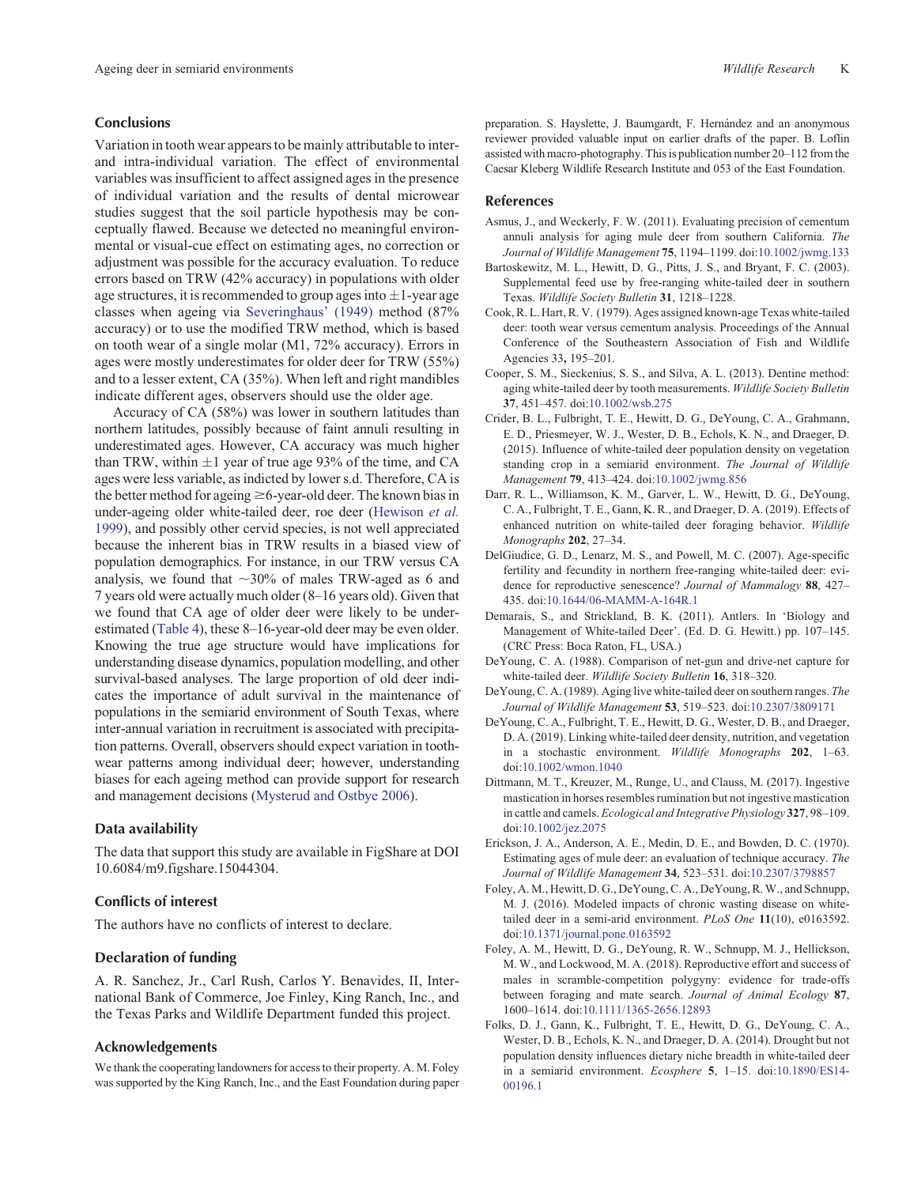## Conclusions

Variation in tooth wear appears to be mainly attributable to inter- and intra-individual variation. The effect of environmental variables was insufficient to affect assigned ages in the presence of individual variation and the results of dental microwear studies suggest that the soil particle hypothesis may be conceptually flawed. Because we detected no meaningful environmental or visual-cue effect on estimating ages, no correction or adjustment was possible for the accuracy evaluation. To reduce errors based on TRW (42% accuracy) in populations with older age structures, it is recommended to group ages into $\pm$1-year age classes when ageing via Severinghaus' (1949) method (87% accuracy) or to use the modified TRW method, which is based on tooth wear of a single molar (M1, 72% accuracy). Errors in ages were mostly underestimates for older deer for TRW (55%) and to a lesser extent, CA (35%). When left and right mandibles indicate different ages, observers should use the older age.

Accuracy of CA (58%) was lower in southern latitudes than northern latitudes, possibly because of faint annuli resulting in underestimated ages. However, CA accuracy was much higher than TRW, within $\pm$1 year of true age 93% of the time, and CA ages were less variable, as indicted by lower s.d. Therefore, CA is the better method for ageing $\geq$6-year-old deer. The known bias in under-ageing older white-tailed deer, roe deer (Hewison *et al.* 1999), and possibly other cervid species, is not well appreciated because the inherent bias in TRW results in a biased view of population demographics. For instance, in our TRW versus CA analysis, we found that ~30% of males TRW-aged as 6 and 7 years old were actually much older (8–16 years old). Given that we found that CA age of older deer were likely to be underestimated (Table 4), these 8–16-year-old deer may be even older. Knowing the true age structure would have implications for understanding disease dynamics, population modelling, and other survival-based analyses. The large proportion of old deer indicates the importance of adult survival in the maintenance of populations in the semiarid environment of South Texas, where inter-annual variation in recruitment is associated with precipitation patterns. Overall, observers should expect variation in tooth-wear patterns among individual deer; however, understanding biases for each ageing method can provide support for research and management decisions (Mysterud and Ostbye 2006).

## Data availability

The data that support this study are available in FigShare at DOI 10.6084/m9.figshare.15044304.

## Conflicts of interest

The authors have no conflicts of interest to declare.

## Declaration of funding

A. R. Sanchez, Jr., Carl Rush, Carlos Y. Benavides, II, International Bank of Commerce, Joe Finley, King Ranch, Inc., and the Texas Parks and Wildlife Department funded this project.

## Acknowledgements

We thank the cooperating landowners for access to their property. A. M. Foley was supported by the King Ranch, Inc., and the East Foundation during paper preparation. S. Hayslette, J. Baumgardt, F. Hernández and an anonymous reviewer provided valuable input on earlier drafts of the paper. B. Loflin assisted with macro-photography. This is publication number 20–112 from the Caesar Kleberg Wildlife Research Institute and 053 of the East Foundation.

## References

Asmus, J., and Weckerly, F. W. (2011). Evaluating precision of cementum annuli analysis for aging mule deer from southern California. *The Journal of Wildlife Management* **75**, 1194–1199. doi:10.1002/jwmg.133

Bartoskewitz, M. L., Hewitt, D. G., Pitts, J. S., and Bryant, F. C. (2003). Supplemental feed use by free-ranging white-tailed deer in southern Texas. *Wildlife Society Bulletin* **31**, 1218–1228.

Cook, R. L. Hart, R. V. (1979). Ages assigned known-age Texas white-tailed deer: tooth wear versus cementum analysis. Proceedings of the Annual Conference of the Southeastern Association of Fish and Wildlife Agencies 33**,** 195–201.

Cooper, S. M., Sieckenius, S. S., and Silva, A. L. (2013). Dentine method: aging white-tailed deer by tooth measurements. *Wildlife Society Bulletin* **37**, 451–457. doi:10.1002/wsb.275

Crider, B. L., Fulbright, T. E., Hewitt, D. G., DeYoung, C. A., Grahmann, E. D., Priesmeyer, W. J., Wester, D. B., Echols, K. N., and Draeger, D. (2015). Influence of white-tailed deer population density on vegetation standing crop in a semiarid environment. *The Journal of Wildlife Management* **79**, 413–424. doi:10.1002/jwmg.856

Darr, R. L., Williamson, K. M., Garver, L. W., Hewitt, D. G., DeYoung, C. A., Fulbright, T. E., Gann, K. R., and Draeger, D. A. (2019). Effects of enhanced nutrition on white-tailed deer foraging behavior. *Wildlife Monographs* **202**, 27–34.

DelGiudice, G. D., Lenarz, M. S., and Powell, M. C. (2007). Age-specific fertility and fecundity in northern free-ranging white-tailed deer: evidence for reproductive senescence? *Journal of Mammalogy* **88**, 427–435. doi:10.1644/06-MAMM-A-164R.1

Demarais, S., and Strickland, B. K. (2011). Antlers. In 'Biology and Management of White-tailed Deer'. (Ed. D. G. Hewitt.) pp. 107–145. (CRC Press: Boca Raton, FL, USA.)

DeYoung, C. A. (1988). Comparison of net-gun and drive-net capture for white-tailed deer. *Wildlife Society Bulletin* **16**, 318–320.

DeYoung, C. A. (1989). Aging live white-tailed deer on southern ranges. *The Journal of Wildlife Management* **53**, 519–523. doi:10.2307/3809171

DeYoung, C. A., Fulbright, T. E., Hewitt, D. G., Wester, D. B., and Draeger, D. A. (2019). Linking white-tailed deer density, nutrition, and vegetation in a stochastic environment. *Wildlife Monographs* **202**, 1–63. doi:10.1002/wmon.1040

Dittmann, M. T., Kreuzer, M., Runge, U., and Clauss, M. (2017). Ingestive mastication in horses resembles rumination but not ingestive mastication in cattle and camels. *Ecological and Integrative Physiology* **327**, 98–109. doi:10.1002/jez.2075

Erickson, J. A., Anderson, A. E., Medin, D. E., and Bowden, D. C. (1970). Estimating ages of mule deer: an evaluation of technique accuracy. *The Journal of Wildlife Management* **34**, 523–531. doi:10.2307/3798857

Foley, A. M., Hewitt, D. G., DeYoung, C. A., DeYoung, R. W., and Schnupp, M. J. (2016). Modeled impacts of chronic wasting disease on white-tailed deer in a semi-arid environment. *PLoS One* **11**(10), e0163592. doi:10.1371/journal.pone.0163592

Foley, A. M., Hewitt, D. G., DeYoung, R. W., Schnupp, M. J., Hellickson, M. W., and Lockwood, M. A. (2018). Reproductive effort and success of males in scramble-competition polygyny: evidence for trade-offs between foraging and mate search. *Journal of Animal Ecology* **87**, 1600–1614. doi:10.1111/1365-2656.12893

Folks, D. J., Gann, K., Fulbright, T. E., Hewitt, D. G., DeYoung, C. A., Wester, D. B., Echols, K. N., and Draeger, D. A. (2014). Drought but not population density influences dietary niche breadth in white-tailed deer in a semiarid environment. *Ecosphere* **5**, 1–15. doi:10.1890/ES14-00196.1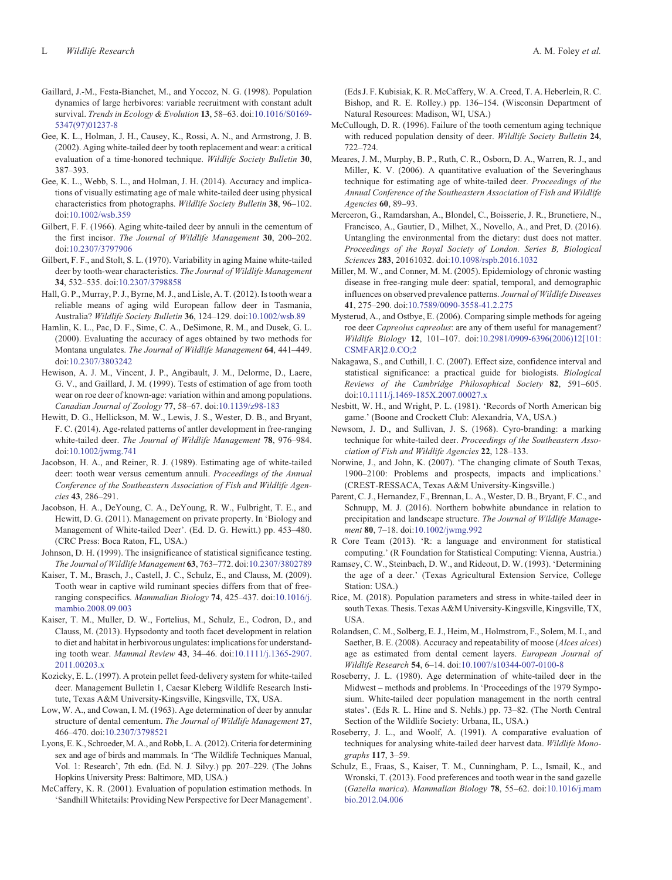Gaillard, J.-M., Festa-Bianchet, M., and Yoccoz, N. G. (1998). Population dynamics of large herbivores: variable recruitment with constant adult survival. *Trends in Ecology & Evolution* **13**, 58–63. doi:10.1016/S0169-5347(97)01237-8

Gee, K. L., Holman, J. H., Causey, K., Rossi, A. N., and Armstrong, J. B. (2002). Aging white-tailed deer by tooth replacement and wear: a critical evaluation of a time-honored technique. *Wildlife Society Bulletin* **30**, 387–393.

Gee, K. L., Webb, S. L., and Holman, J. H. (2014). Accuracy and implications of visually estimating age of male white-tailed deer using physical characteristics from photographs. *Wildlife Society Bulletin* **38**, 96–102. doi:10.1002/wsb.359

Gilbert, F. F. (1966). Aging white-tailed deer by annuli in the cementum of the first incisor. *The Journal of Wildlife Management* **30**, 200–202. doi:10.2307/3797906

Gilbert, F. F., and Stolt, S. L. (1970). Variability in aging Maine white-tailed deer by tooth-wear characteristics. *The Journal of Wildlife Management* **34**, 532–535. doi:10.2307/3798858

Hall, G. P., Murray, P. J., Byrne, M. J., and Lisle, A. T. (2012). Is tooth wear a reliable means of aging wild European fallow deer in Tasmania, Australia? *Wildlife Society Bulletin* **36**, 124–129. doi:10.1002/wsb.89

Hamlin, K. L., Pac, D. F., Sime, C. A., DeSimone, R. M., and Dusek, G. L. (2000). Evaluating the accuracy of ages obtained by two methods for Montana ungulates. *The Journal of Wildlife Management* **64**, 441–449. doi:10.2307/3803242

Hewison, A. J. M., Vincent, J. P., Angibault, J. M., Delorme, D., Laere, G. V., and Gaillard, J. M. (1999). Tests of estimation of age from tooth wear on roe deer of known-age: variation within and among populations. *Canadian Journal of Zoology* **77**, 58–67. doi:10.1139/z98-183

Hewitt, D. G., Hellickson, M. W., Lewis, J. S., Wester, D. B., and Bryant, F. C. (2014). Age-related patterns of antler development in free-ranging white-tailed deer. *The Journal of Wildlife Management* **78**, 976–984. doi:10.1002/jwmg.741

Jacobson, H. A., and Reiner, R. J. (1989). Estimating age of white-tailed deer: tooth wear versus cementum annuli. *Proceedings of the Annual Conference of the Southeastern Association of Fish and Wildlife Agencies* **43**, 286–291.

Jacobson, H. A., DeYoung, C. A., DeYoung, R. W., Fulbright, T. E., and Hewitt, D. G. (2011). Management on private property. In 'Biology and Management of White-tailed Deer'. (Ed. D. G. Hewitt.) pp. 453–480. (CRC Press: Boca Raton, FL, USA.)

Johnson, D. H. (1999). The insignificance of statistical significance testing. *The Journal of Wildlife Management* **63**, 763–772. doi:10.2307/3802789

Kaiser, T. M., Brasch, J., Castell, J. C., Schulz, E., and Clauss, M. (2009). Tooth wear in captive wild ruminant species differs from that of free-ranging conspecifics. *Mammalian Biology* **74**, 425–437. doi:10.1016/j.mambio.2008.09.003

Kaiser, T. M., Muller, D. W., Fortelius, M., Schulz, E., Codron, D., and Clauss, M. (2013). Hypsodonty and tooth facet development in relation to diet and habitat in herbivorous ungulates: implications for understanding tooth wear. *Mammal Review* **43**, 34–46. doi:10.1111/j.1365-2907.2011.00203.x

Kozicky, E. L. (1997). A protein pellet feed-delivery system for white-tailed deer. Management Bulletin 1, Caesar Kleberg Wildlife Research Institute, Texas A&M University-Kingsville, Kingsville, TX, USA.

Low, W. A., and Cowan, I. M. (1963). Age determination of deer by annular structure of dental cementum. *The Journal of Wildlife Management* **27**, 466–470. doi:10.2307/3798521

Lyons, E. K., Schroeder, M. A., and Robb, L. A. (2012). Criteria for determining sex and age of birds and mammals. In 'The Wildlife Techniques Manual, Vol. 1: Research', 7th edn. (Ed. N. J. Silvy.) pp. 207–229. (The Johns Hopkins University Press: Baltimore, MD, USA.)

McCaffery, K. R. (2001). Evaluation of population estimation methods. In 'Sandhill Whitetails: Providing New Perspective for Deer Management'. (Eds J. F. Kubisiak, K. R. McCaffery, W. A. Creed, T. A. Heberlein, R. C. Bishop, and R. E. Rolley.) pp. 136–154. (Wisconsin Department of Natural Resources: Madison, WI, USA.)

McCullough, D. R. (1996). Failure of the tooth cementum aging technique with reduced population density of deer. *Wildlife Society Bulletin* **24**, 722–724.

Meares, J. M., Murphy, B. P., Ruth, C. R., Osborn, D. A., Warren, R. J., and Miller, K. V. (2006). A quantitative evaluation of the Severinghaus technique for estimating age of white-tailed deer. *Proceedings of the Annual Conference of the Southeastern Association of Fish and Wildlife Agencies* **60**, 89–93.

Merceron, G., Ramdarshan, A., Blondel, C., Boisserie, J. R., Brunetiere, N., Francisco, A., Gautier, D., Milhet, X., Novello, A., and Pret, D. (2016). Untangling the environmental from the dietary: dust does not matter. *Proceedings of the Royal Society of London. Series B, Biological Sciences* **283**, 20161032. doi:10.1098/rspb.2016.1032

Miller, M. W., and Conner, M. M. (2005). Epidemiology of chronic wasting disease in free-ranging mule deer: spatial, temporal, and demographic influences on observed prevalence patterns. *Journal of Wildlife Diseases* **41**, 275–290. doi:10.7589/0090-3558-41.2.275

Mysterud, A., and Ostbye, E. (2006). Comparing simple methods for ageing roe deer *Capreolus capreolus*: are any of them useful for management? *Wildlife Biology* **12**, 101–107. doi:10.2981/0909-6396(2006)12[101:CSMFAR]2.0.CO;2

Nakagawa, S., and Cuthill, I. C. (2007). Effect size, confidence interval and statistical significance: a practical guide for biologists. *Biological Reviews of the Cambridge Philosophical Society* **82**, 591–605. doi:10.1111/j.1469-185X.2007.00027.x

Nesbitt, W. H., and Wright, P. L. (1981). 'Records of North American big game.' (Boone and Crockett Club: Alexandria, VA, USA.)

Newsom, J. D., and Sullivan, J. S. (1968). Cyro-branding: a marking technique for white-tailed deer. *Proceedings of the Southeastern Association of Fish and Wildlife Agencies* **22**, 128–133.

Norwine, J., and John, K. (2007). 'The changing climate of South Texas, 1900–2100: Problems and prospects, impacts and implications.' (CREST-RESSACA, Texas A&M University-Kingsville.)

Parent, C. J., Hernandez, F., Brennan, L. A., Wester, D. B., Bryant, F. C., and Schnupp, M. J. (2016). Northern bobwhite abundance in relation to precipitation and landscape structure. *The Journal of Wildlife Management* **80**, 7–18. doi:10.1002/jwmg.992

R Core Team (2013). 'R: a language and environment for statistical computing.' (R Foundation for Statistical Computing: Vienna, Austria.)

Ramsey, C. W., Steinbach, D. W., and Rideout, D. W. (1993). 'Determining the age of a deer.' (Texas Agricultural Extension Service, College Station: USA.)

Rice, M. (2018). Population parameters and stress in white-tailed deer in south Texas. Thesis. Texas A&M University-Kingsville, Kingsville, TX, USA.

Rolandsen, C. M., Solberg, E. J., Heim, M., Holmstrom, F., Solem, M. I., and Saether, B. E. (2008). Accuracy and repeatability of moose (*Alces alces*) age as estimated from dental cement layers. *European Journal of Wildlife Research* **54**, 6–14. doi:10.1007/s10344-007-0100-8

Roseberry, J. L. (1980). Age determination of white-tailed deer in the Midwest – methods and problems. In 'Proceedings of the 1979 Symposium. White-tailed deer population management in the north central states'. (Eds R. L. Hine and S. Nehls.) pp. 73–82. (The North Central Section of the Wildlife Society: Urbana, IL, USA.)

Roseberry, J. L., and Woolf, A. (1991). A comparative evaluation of techniques for analysing white-tailed deer harvest data. *Wildlife Monographs* **117**, 3–59.

Schulz, E., Fraas, S., Kaiser, T. M., Cunningham, P. L., Ismail, K., and Wronski, T. (2013). Food preferences and tooth wear in the sand gazelle (*Gazella marica*). *Mammalian Biology* **78**, 55–62. doi:10.1016/j.mambio.2012.04.006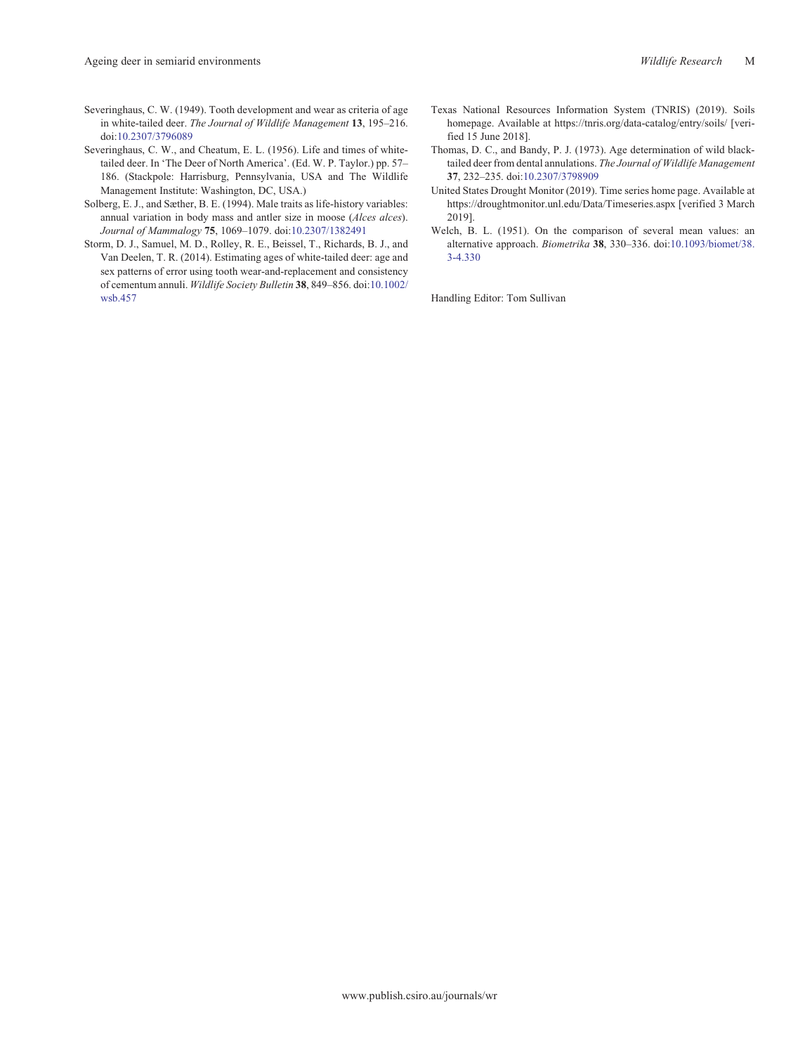Severinghaus, C. W. (1949). Tooth development and wear as criteria of age in white-tailed deer. *The Journal of Wildlife Management* **13**, 195–216. doi:10.2307/3796089

Severinghaus, C. W., and Cheatum, E. L. (1956). Life and times of white-tailed deer. In 'The Deer of North America'. (Ed. W. P. Taylor.) pp. 57–186. (Stackpole: Harrisburg, Pennsylvania, USA and The Wildlife Management Institute: Washington, DC, USA.)

Solberg, E. J., and Sæther, B. E. (1994). Male traits as life-history variables: annual variation in body mass and antler size in moose (*Alces alces*). *Journal of Mammalogy* **75**, 1069–1079. doi:10.2307/1382491

Storm, D. J., Samuel, M. D., Rolley, R. E., Beissel, T., Richards, B. J., and Van Deelen, T. R. (2014). Estimating ages of white-tailed deer: age and sex patterns of error using tooth wear-and-replacement and consistency of cementum annuli. *Wildlife Society Bulletin* **38**, 849–856. doi:10.1002/wsb.457

Texas National Resources Information System (TNRIS) (2019). Soils homepage. Available at https://tnris.org/data-catalog/entry/soils/ [verified 15 June 2018].

Thomas, D. C., and Bandy, P. J. (1973). Age determination of wild black-tailed deer from dental annulations. *The Journal of Wildlife Management* **37**, 232–235. doi:10.2307/3798909

United States Drought Monitor (2019). Time series home page. Available at https://droughtmonitor.unl.edu/Data/Timeseries.aspx [verified 3 March 2019].

Welch, B. L. (1951). On the comparison of several mean values: an alternative approach. *Biometrika* **38**, 330–336. doi:10.1093/biomet/38.3-4.330

Handling Editor: Tom Sullivan